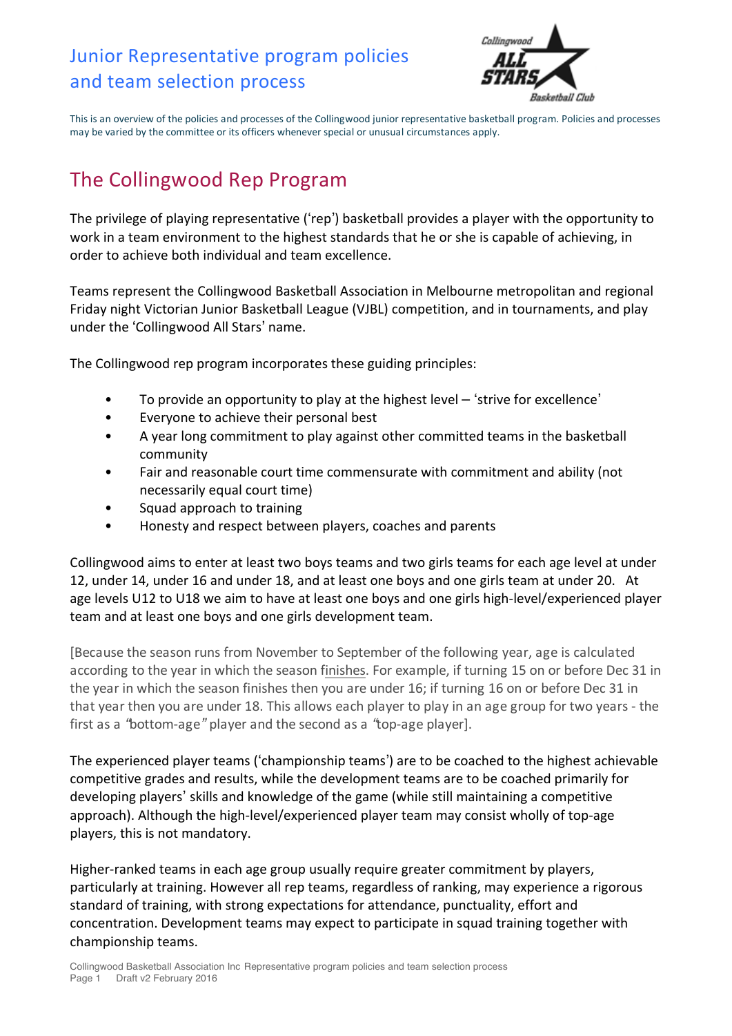# Junior Representative program policies and team selection process

This is an overview of the policies and processes of the Collingwood junior representative basketball program. Policies and processes may be varied by the committee or its officers whenever special or unusual circumstances apply.

## The Collingwood Rep Program

The privilege of playing representative ('rep') basketball provides a player with the opportunity to work in a team environment to the highest standards that he or she is capable of achieving, in order to achieve both individual and team excellence.

Teams represent the Collingwood Basketball Association in Melbourne metropolitan and regional Friday night Victorian Junior Basketball League (VJBL) competition, and in tournaments, and play under the 'Collingwood All Stars' name.

The Collingwood rep program incorporates these guiding principles:

- To provide an opportunity to play at the highest level – 'strive for excellence'
- Everyone to achieve their personal best
- A year long commitment to play against other committed teams in the basketball community
- Fair and reasonable court time commensurate with commitment and ability (not necessarily equal court time)
- Squad approach to training
- Honesty and respect between players, coaches and parents

Collingwood aims to enter at least two boys teams and two girls teams for each age level at under 12, under 14, under 16 and under 18, and at least one boys and one girls team at under 20. At age levels U12 to U18 we aim to have at least one boys and one girls high-level/experienced player team and at least one boys and one girls development team.

[Because the season runs from November to September of the following year, age is calculated according to the year in which the season finishes. For example, if turning 15 on or before Dec 31 in the year in which the season finishes then you are under 16; if turning 16 on or before Dec 31 in that year then you are under 18. This allows each player to play in an age group for two years - the first as a "bottom-age" player and the second as a "top-age player].

The experienced player teams ('championship teams') are to be coached to the highest achievable competitive grades and results, while the development teams are to be coached primarily for developing players' skills and knowledge of the game (while still maintaining a competitive approach). Although the high-level/experienced player team may consist wholly of top-age players, this is not mandatory.

Higher-ranked teams in each age group usually require greater commitment by players, particularly at training. However all rep teams, regardless of ranking, may experience a rigorous standard of training, with strong expectations for attendance, punctuality, effort and concentration. Development teams may expect to participate in squad training together with championship teams.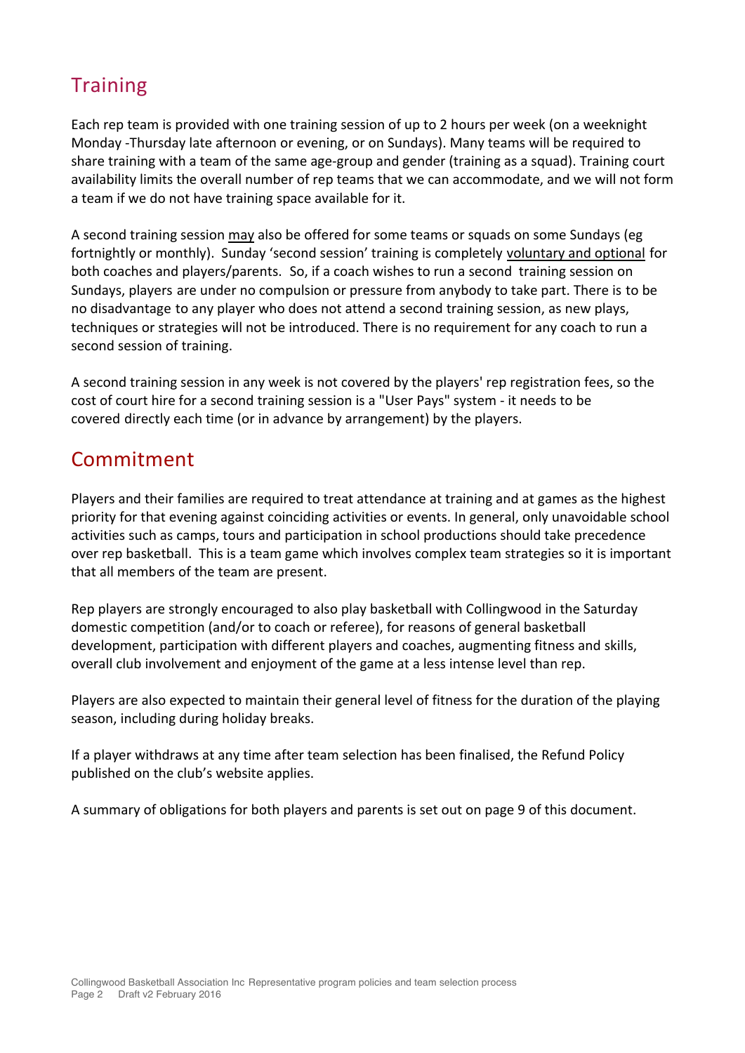## Training

Each rep team is provided with one training session of up to 2 hours per week (on a weeknight Monday -Thursday late afternoon or evening, or on Sundays). Many teams will be required to share training with a team of the same age-group and gender (training as a squad). Training court availability limits the overall number of rep teams that we can accommodate, and we will not form a team if we do not have training space available for it.

A second training session may also be offered for some teams or squads on some Sundays (eg fortnightly or monthly). Sunday 'second session' training is completely voluntary and optional for both coaches and players/parents. So, if a coach wishes to run a second training session on Sundays, players are under no compulsion or pressure from anybody to take part. There is to be no disadvantage to any player who does not attend a second training session, as new plays, techniques or strategies will not be introduced. There is no requirement for any coach to run a second session of training.

A second training session in any week is not covered by the players' rep registration fees, so the cost of court hire for a second training session is a "User Pays" system - it needs to be covered directly each time (or in advance by arrangement) by the players.

## Commitment

Players and their families are required to treat attendance at training and at games as the highest priority for that evening against coinciding activities or events. In general, only unavoidable school activities such as camps, tours and participation in school productions should take precedence over rep basketball. This is a team game which involves complex team strategies so it is important that all members of the team are present.

Rep players are strongly encouraged to also play basketball with Collingwood in the Saturday domestic competition (and/or to coach or referee), for reasons of general basketball development, participation with different players and coaches, augmenting fitness and skills, overall club involvement and enjoyment of the game at a less intense level than rep.

Players are also expected to maintain their general level of fitness for the duration of the playing season, including during holiday breaks.

If a player withdraws at any time after team selection has been finalised, the Refund Policy published on the club's website applies.

A summary of obligations for both players and parents is set out on page 9 of this document.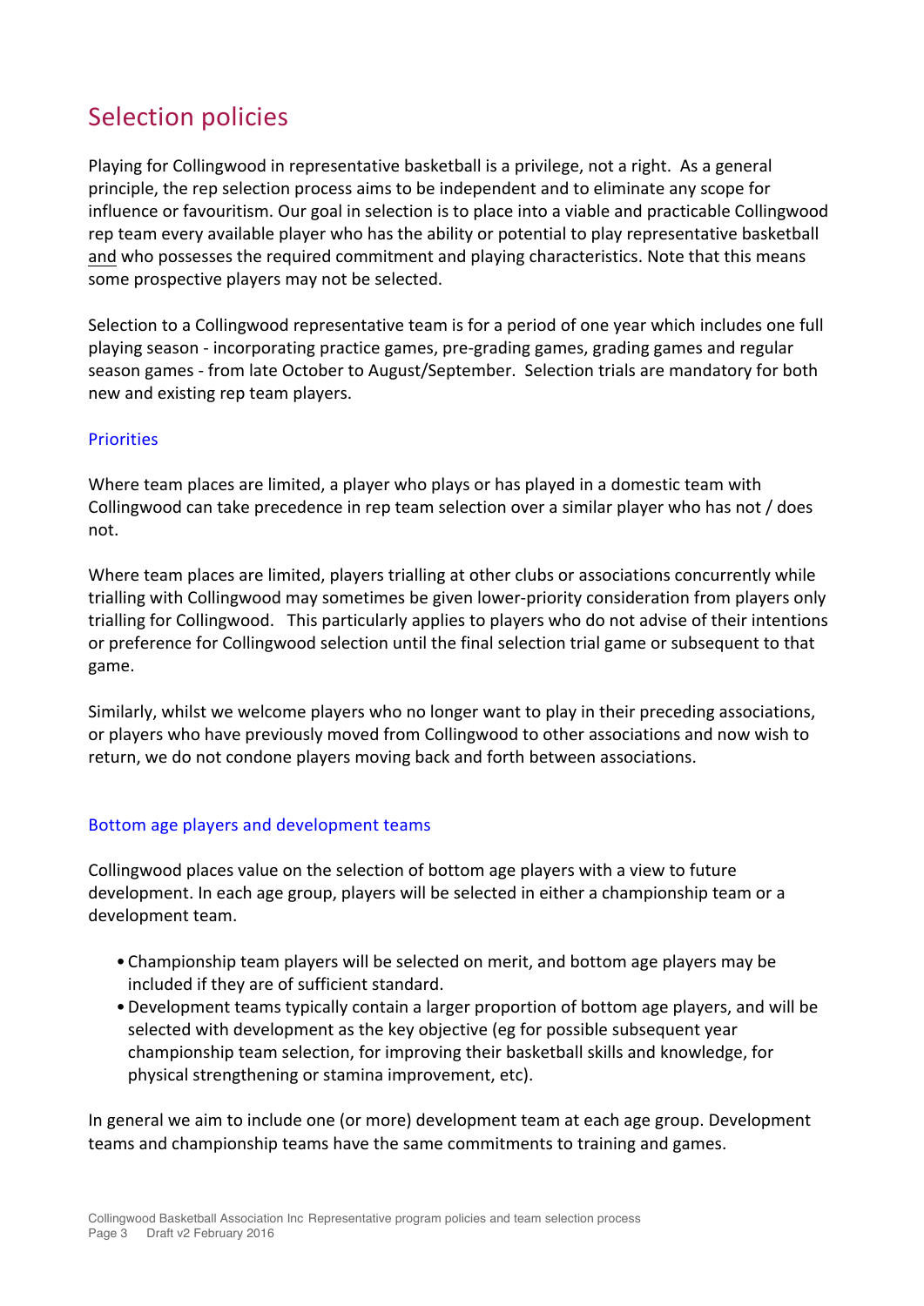# Selection policies

Playing for Collingwood in representative basketball is a privilege, not a right. As a general principle, the rep selection process aims to be independent and to eliminate any scope for influence or favouritism. Our goal in selection is to place into a viable and practicable Collingwood rep team every available player who has the ability or potential to play representative basketball and who possesses the required commitment and playing characteristics. Note that this means some prospective players may not be selected.

Selection to a Collingwood representative team is for a period of one year which includes one full playing season - incorporating practice games, pre-grading games, grading games and regular season games - from late October to August/September. Selection trials are mandatory for both new and existing rep team players.

## Priorities

Where team places are limited, a player who plays or has played in a domestic team with Collingwood can take precedence in rep team selection over a similar player who has not / does not.

Where team places are limited, players trialling at other clubs or associations concurrently while trialling with Collingwood may sometimes be given lower-priority consideration from players only trialling for Collingwood. This particularly applies to players who do not advise of their intentions or preference for Collingwood selection until the final selection trial game or subsequent to that game.

Similarly, whilst we welcome players who no longer want to play in their preceding associations, or players who have previously moved from Collingwood to other associations and now wish to return, we do not condone players moving back and forth between associations.

## Bottom age players and development teams

Collingwood places value on the selection of bottom age players with a view to future development. In each age group, players will be selected in either a championship team or a development team.

- Championship team players will be selected on merit, and bottom age players may be included if they are of sufficient standard.
- Development teams typically contain a larger proportion of bottom age players, and will be selected with development as the key objective (eg for possible subsequent year championship team selection, for improving their basketball skills and knowledge, for physical strengthening or stamina improvement, etc).

In general we aim to include one (or more) development team at each age group. Development teams and championship teams have the same commitments to training and games.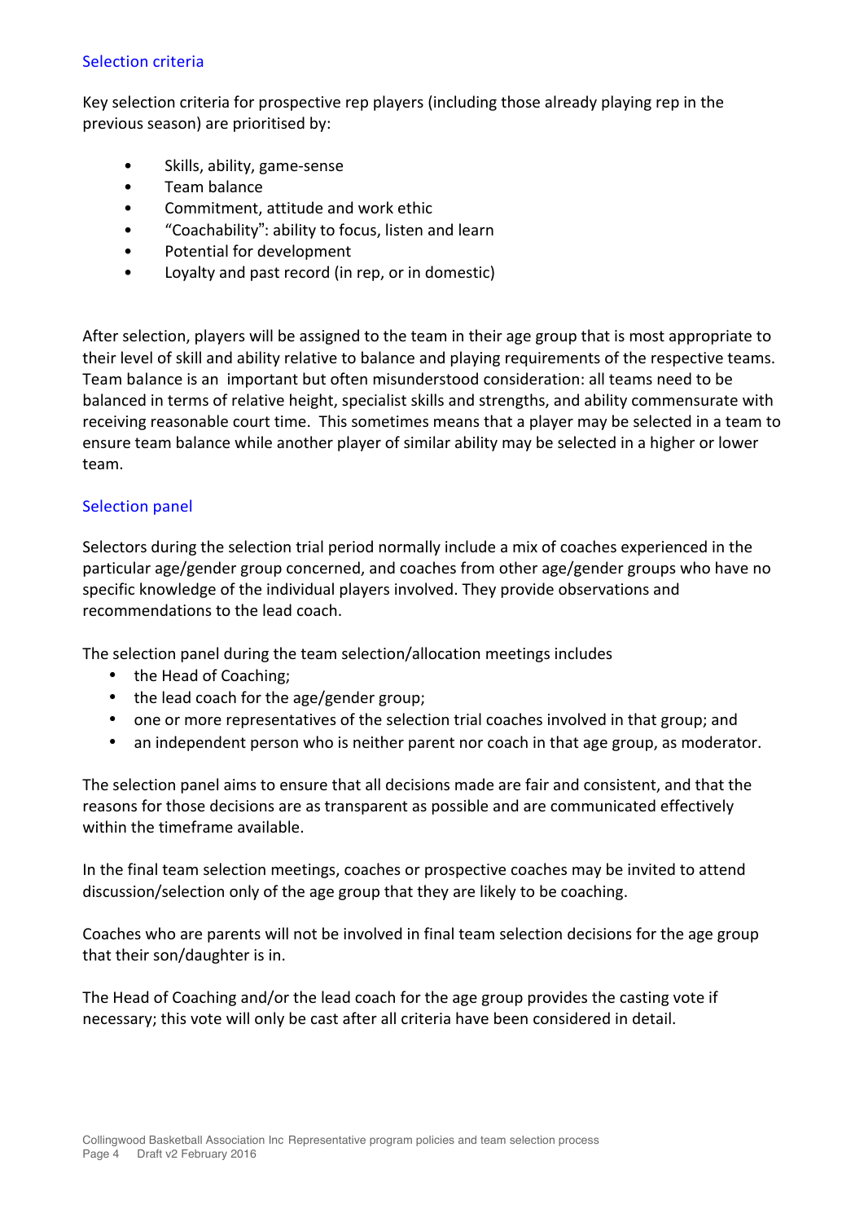## Selection criteria

Key selection criteria for prospective rep players (including those already playing rep in the previous season) are prioritised by:

- Skills, ability, game-sense
- Team balance
- Commitment, attitude and work ethic
- "Coachability": ability to focus, listen and learn
- Potential for development
- Loyalty and past record (in rep, or in domestic)

After selection, players will be assigned to the team in their age group that is most appropriate to their level of skill and ability relative to balance and playing requirements of the respective teams. Team balance is an important but often misunderstood consideration: all teams need to be balanced in terms of relative height, specialist skills and strengths, and ability commensurate with receiving reasonable court time. This sometimes means that a player may be selected in a team to ensure team balance while another player of similar ability may be selected in a higher or lower team.

## Selection panel

Selectors during the selection trial period normally include a mix of coaches experienced in the particular age/gender group concerned, and coaches from other age/gender groups who have no specific knowledge of the individual players involved. They provide observations and recommendations to the lead coach.

The selection panel during the team selection/allocation meetings includes

- the Head of Coaching;
- the lead coach for the age/gender group;
- one or more representatives of the selection trial coaches involved in that group; and
- an independent person who is neither parent nor coach in that age group, as moderator.

The selection panel aims to ensure that all decisions made are fair and consistent, and that the reasons for those decisions are as transparent as possible and are communicated effectively within the timeframe available.

In the final team selection meetings, coaches or prospective coaches may be invited to attend discussion/selection only of the age group that they are likely to be coaching.

Coaches who are parents will not be involved in final team selection decisions for the age group that their son/daughter is in.

The Head of Coaching and/or the lead coach for the age group provides the casting vote if necessary; this vote will only be cast after all criteria have been considered in detail.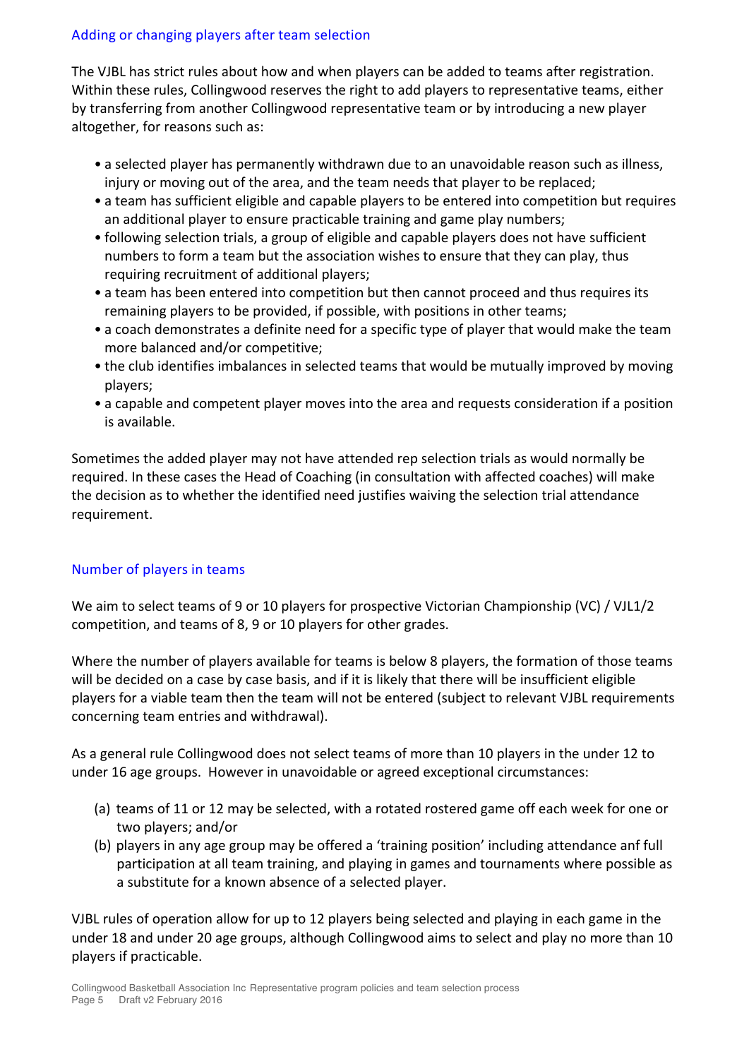## Adding or changing players after team selection

The VJBL has strict rules about how and when players can be added to teams after registration. Within these rules, Collingwood reserves the right to add players to representative teams, either by transferring from another Collingwood representative team or by introducing a new player altogether, for reasons such as:

- a selected player has permanently withdrawn due to an unavoidable reason such as illness, injury or moving out of the area, and the team needs that player to be replaced;
- a team has sufficient eligible and capable players to be entered into competition but requires an additional player to ensure practicable training and game play numbers;
- following selection trials, a group of eligible and capable players does not have sufficient numbers to form a team but the association wishes to ensure that they can play, thus requiring recruitment of additional players;
- a team has been entered into competition but then cannot proceed and thus requires its remaining players to be provided, if possible, with positions in other teams;
- a coach demonstrates a definite need for a specific type of player that would make the team more balanced and/or competitive;
- the club identifies imbalances in selected teams that would be mutually improved by moving players;
- a capable and competent player moves into the area and requests consideration if a position is available.

Sometimes the added player may not have attended rep selection trials as would normally be required. In these cases the Head of Coaching (in consultation with affected coaches) will make the decision as to whether the identified need justifies waiving the selection trial attendance requirement.

## Number of players in teams

We aim to select teams of 9 or 10 players for prospective Victorian Championship (VC) / VJL1/2 competition, and teams of 8, 9 or 10 players for other grades.

Where the number of players available for teams is below 8 players, the formation of those teams will be decided on a case by case basis, and if it is likely that there will be insufficient eligible players for a viable team then the team will not be entered (subject to relevant VJBL requirements concerning team entries and withdrawal).

As a general rule Collingwood does not select teams of more than 10 players in the under 12 to under 16 age groups. However in unavoidable or agreed exceptional circumstances:

(a) teams of 11 or 12 may be selected, with a rotated rostered game off each week for one or two players; and/or
(b) players in any age group may be offered a 'training position' including attendance anf full participation at all team training, and playing in games and tournaments where possible as a substitute for a known absence of a selected player.

VJBL rules of operation allow for up to 12 players being selected and playing in each game in the under 18 and under 20 age groups, although Collingwood aims to select and play no more than 10 players if practicable.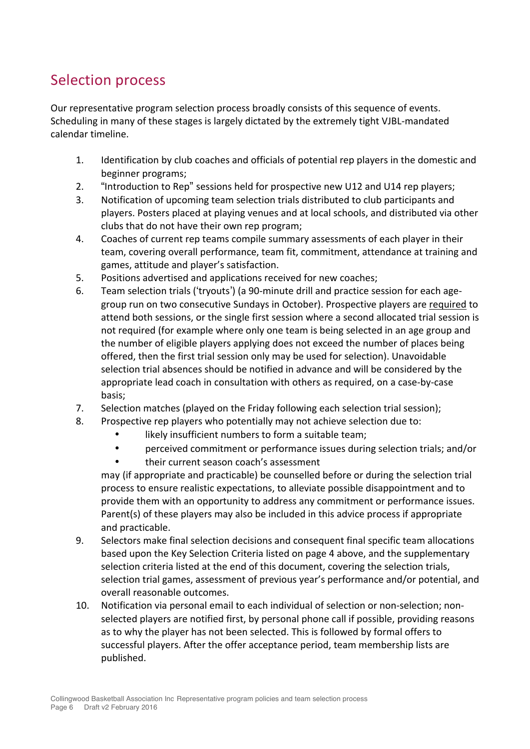## Selection process

Our representative program selection process broadly consists of this sequence of events. Scheduling in many of these stages is largely dictated by the extremely tight VJBL-mandated calendar timeline.

1. Identification by club coaches and officials of potential rep players in the domestic and beginner programs;
2. "Introduction to Rep" sessions held for prospective new U12 and U14 rep players;
3. Notification of upcoming team selection trials distributed to club participants and players. Posters placed at playing venues and at local schools, and distributed via other clubs that do not have their own rep program;
4. Coaches of current rep teams compile summary assessments of each player in their team, covering overall performance, team fit, commitment, attendance at training and games, attitude and player's satisfaction.
5. Positions advertised and applications received for new coaches;
6. Team selection trials ('tryouts') (a 90-minute drill and practice session for each age-group run on two consecutive Sundays in October). Prospective players are <u>required</u> to attend both sessions, or the single first session where a second allocated trial session is not required (for example where only one team is being selected in an age group and the number of eligible players applying does not exceed the number of places being offered, then the first trial session only may be used for selection). Unavoidable selection trial absences should be notified in advance and will be considered by the appropriate lead coach in consultation with others as required, on a case-by-case basis;
7. Selection matches (played on the Friday following each selection trial session);
8. Prospective rep players who potentially may not achieve selection due to:
   - likely insufficient numbers to form a suitable team;
   - perceived commitment or performance issues during selection trials; and/or
   - their current season coach's assessment

   may (if appropriate and practicable) be counselled before or during the selection trial process to ensure realistic expectations, to alleviate possible disappointment and to provide them with an opportunity to address any commitment or performance issues. Parent(s) of these players may also be included in this advice process if appropriate and practicable.
9. Selectors make final selection decisions and consequent final specific team allocations based upon the Key Selection Criteria listed on page 4 above, and the supplementary selection criteria listed at the end of this document, covering the selection trials, selection trial games, assessment of previous year's performance and/or potential, and overall reasonable outcomes.
10. Notification via personal email to each individual of selection or non-selection; non-selected players are notified first, by personal phone call if possible, providing reasons as to why the player has not been selected. This is followed by formal offers to successful players. After the offer acceptance period, team membership lists are published.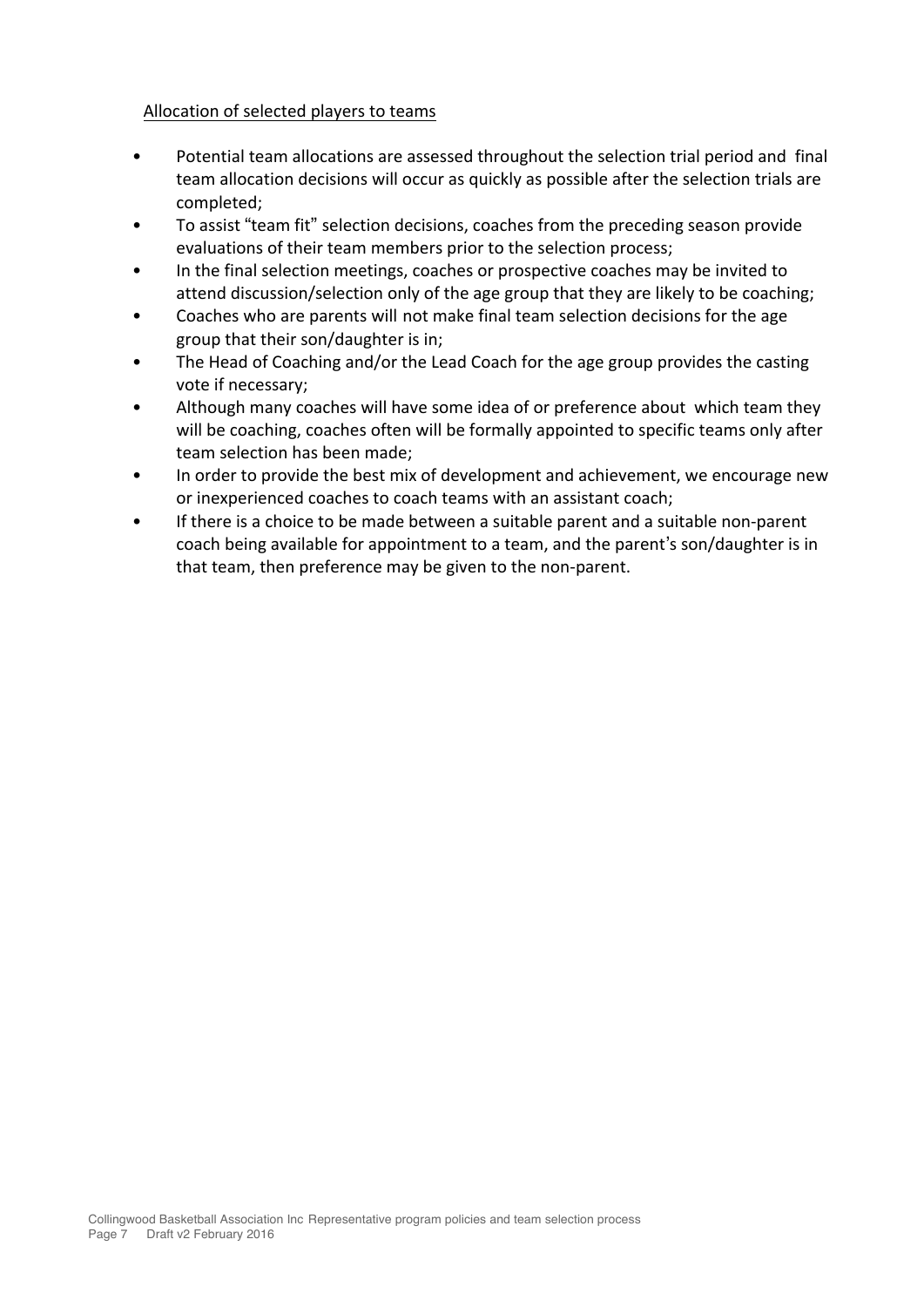## Allocation of selected players to teams

- Potential team allocations are assessed throughout the selection trial period and final team allocation decisions will occur as quickly as possible after the selection trials are completed;
- To assist "team fit" selection decisions, coaches from the preceding season provide evaluations of their team members prior to the selection process;
- In the final selection meetings, coaches or prospective coaches may be invited to attend discussion/selection only of the age group that they are likely to be coaching;
- Coaches who are parents will not make final team selection decisions for the age group that their son/daughter is in;
- The Head of Coaching and/or the Lead Coach for the age group provides the casting vote if necessary;
- Although many coaches will have some idea of or preference about which team they will be coaching, coaches often will be formally appointed to specific teams only after team selection has been made;
- In order to provide the best mix of development and achievement, we encourage new or inexperienced coaches to coach teams with an assistant coach;
- If there is a choice to be made between a suitable parent and a suitable non-parent coach being available for appointment to a team, and the parent's son/daughter is in that team, then preference may be given to the non-parent.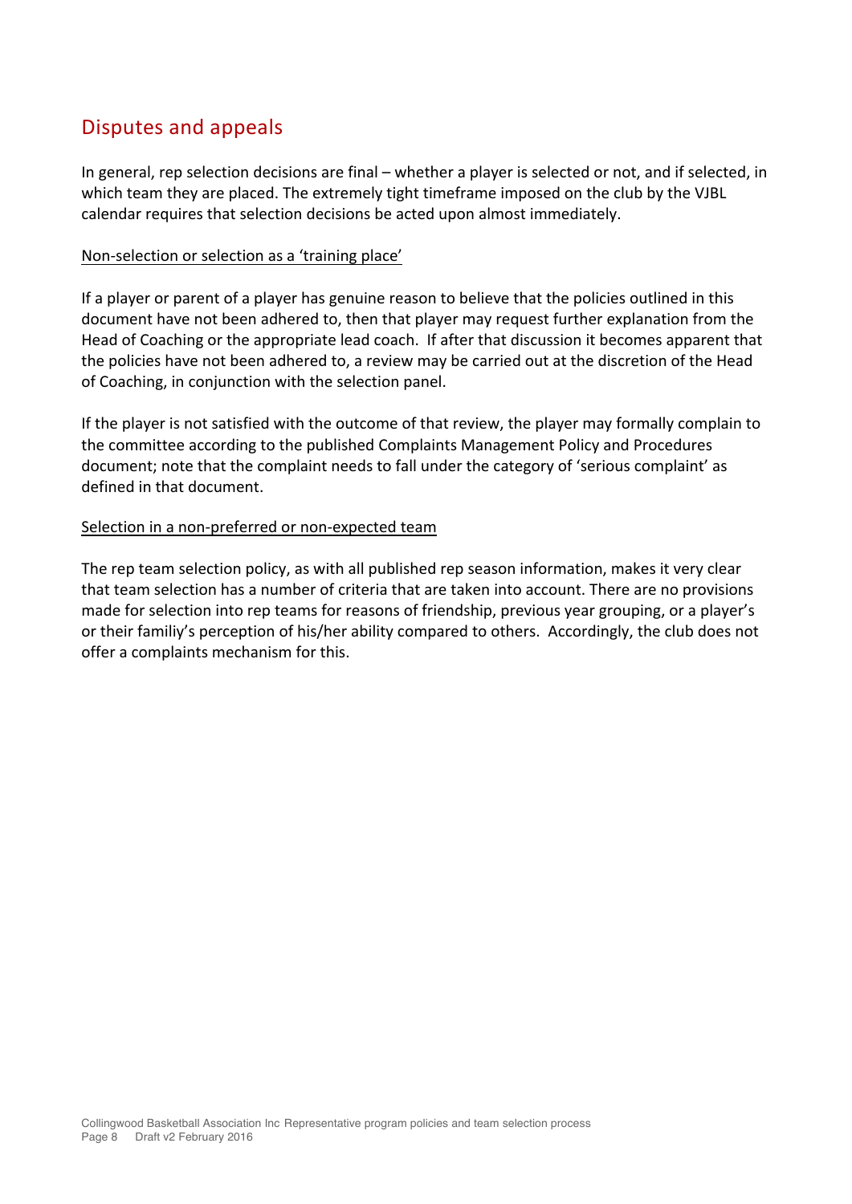## Disputes and appeals

In general, rep selection decisions are final – whether a player is selected or not, and if selected, in which team they are placed. The extremely tight timeframe imposed on the club by the VJBL calendar requires that selection decisions be acted upon almost immediately.

<u>Non-selection or selection as a 'training place'</u>

If a player or parent of a player has genuine reason to believe that the policies outlined in this document have not been adhered to, then that player may request further explanation from the Head of Coaching or the appropriate lead coach. If after that discussion it becomes apparent that the policies have not been adhered to, a review may be carried out at the discretion of the Head of Coaching, in conjunction with the selection panel.

If the player is not satisfied with the outcome of that review, the player may formally complain to the committee according to the published Complaints Management Policy and Procedures document; note that the complaint needs to fall under the category of 'serious complaint' as defined in that document.

<u>Selection in a non-preferred or non-expected team</u>

The rep team selection policy, as with all published rep season information, makes it very clear that team selection has a number of criteria that are taken into account. There are no provisions made for selection into rep teams for reasons of friendship, previous year grouping, or a player's or their familiy's perception of his/her ability compared to others. Accordingly, the club does not offer a complaints mechanism for this.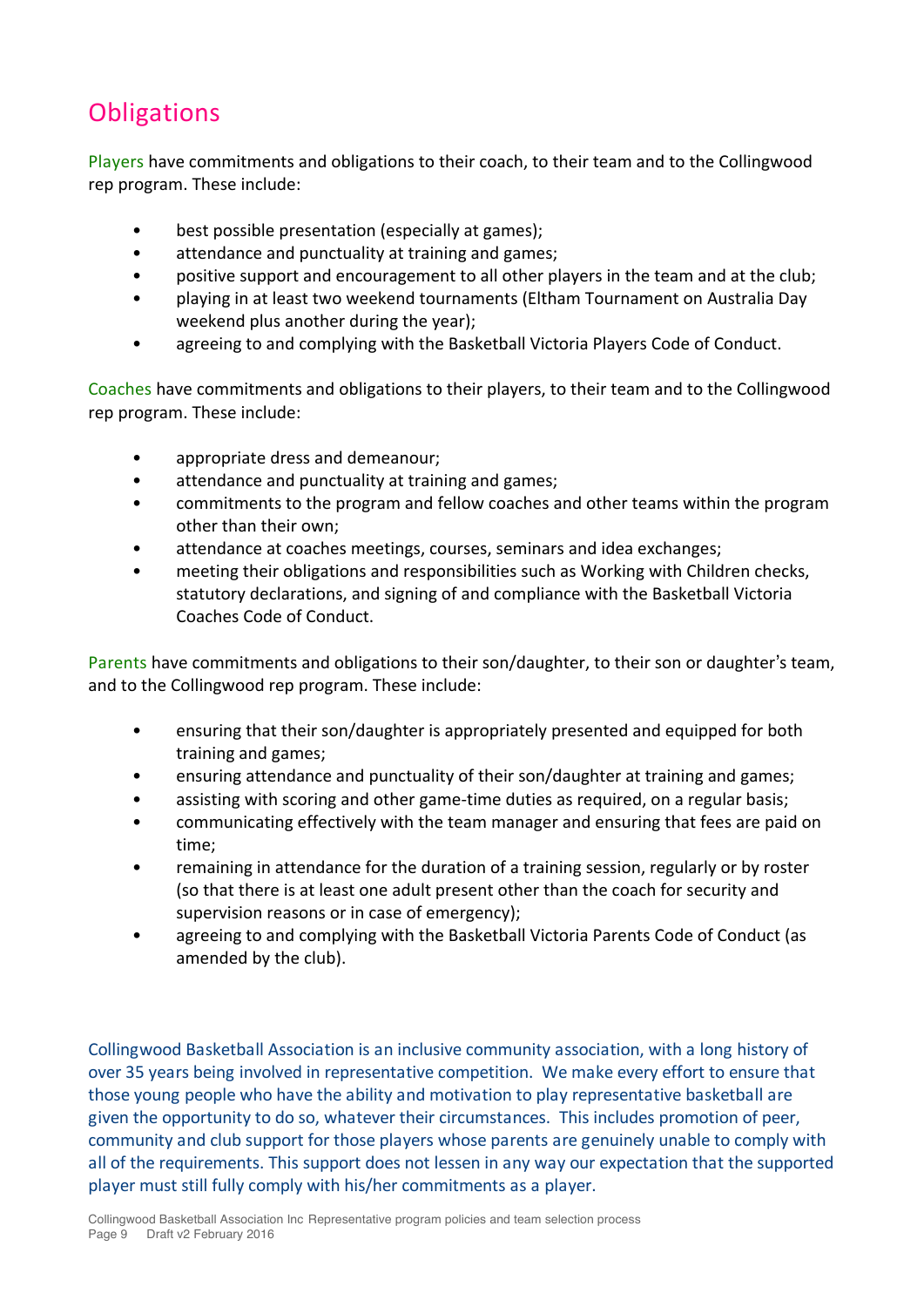## Obligations

Players have commitments and obligations to their coach, to their team and to the Collingwood rep program. These include:

- best possible presentation (especially at games);
- attendance and punctuality at training and games;
- positive support and encouragement to all other players in the team and at the club;
- playing in at least two weekend tournaments (Eltham Tournament on Australia Day weekend plus another during the year);
- agreeing to and complying with the Basketball Victoria Players Code of Conduct.

Coaches have commitments and obligations to their players, to their team and to the Collingwood rep program. These include:

- appropriate dress and demeanour;
- attendance and punctuality at training and games;
- commitments to the program and fellow coaches and other teams within the program other than their own;
- attendance at coaches meetings, courses, seminars and idea exchanges;
- meeting their obligations and responsibilities such as Working with Children checks, statutory declarations, and signing of and compliance with the Basketball Victoria Coaches Code of Conduct.

Parents have commitments and obligations to their son/daughter, to their son or daughter's team, and to the Collingwood rep program. These include:

- ensuring that their son/daughter is appropriately presented and equipped for both training and games;
- ensuring attendance and punctuality of their son/daughter at training and games;
- assisting with scoring and other game-time duties as required, on a regular basis;
- communicating effectively with the team manager and ensuring that fees are paid on time;
- remaining in attendance for the duration of a training session, regularly or by roster (so that there is at least one adult present other than the coach for security and supervision reasons or in case of emergency);
- agreeing to and complying with the Basketball Victoria Parents Code of Conduct (as amended by the club).

Collingwood Basketball Association is an inclusive community association, with a long history of over 35 years being involved in representative competition. We make every effort to ensure that those young people who have the ability and motivation to play representative basketball are given the opportunity to do so, whatever their circumstances. This includes promotion of peer, community and club support for those players whose parents are genuinely unable to comply with all of the requirements. This support does not lessen in any way our expectation that the supported player must still fully comply with his/her commitments as a player.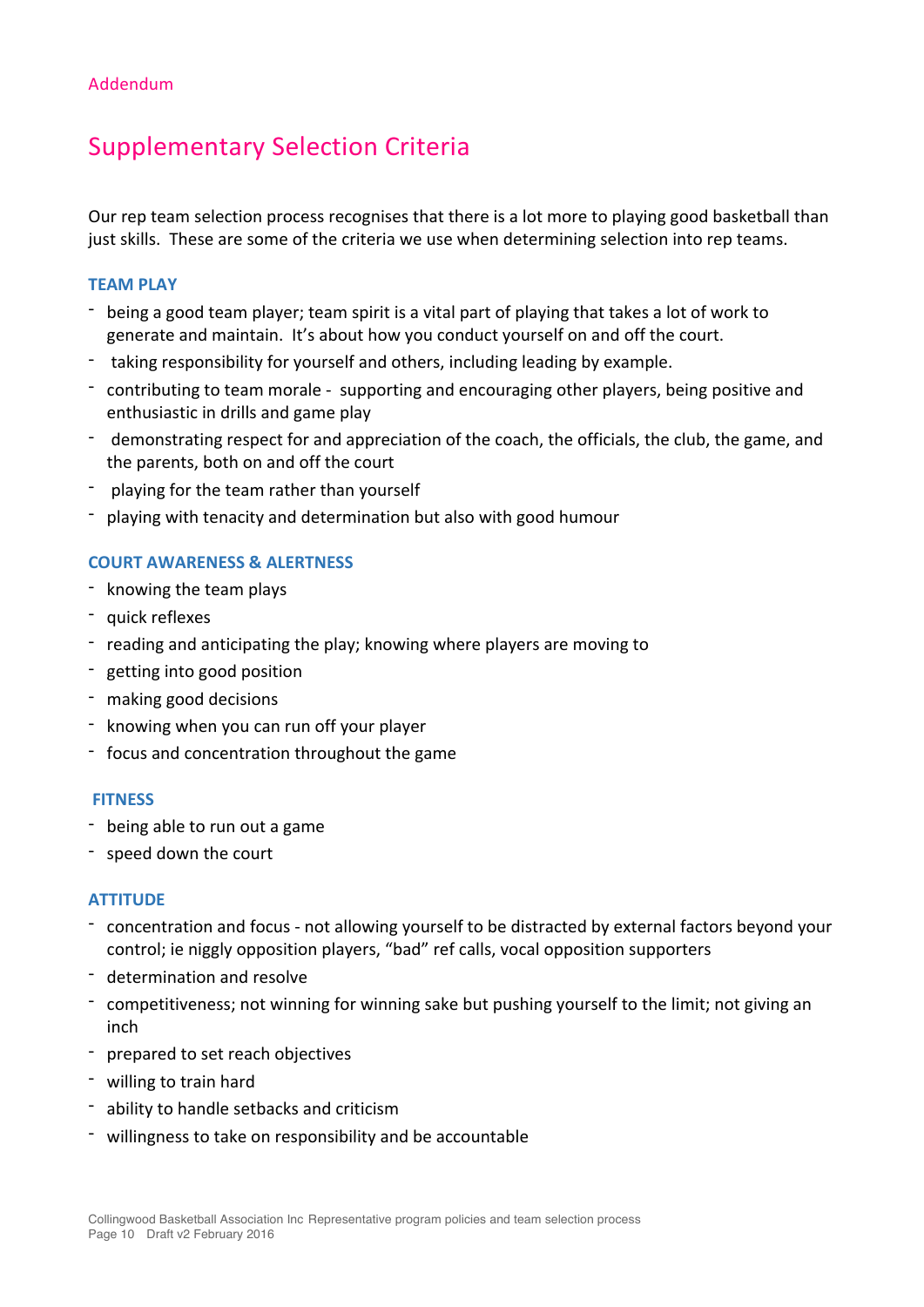Addendum

# Supplementary Selection Criteria

Our rep team selection process recognises that there is a lot more to playing good basketball than just skills. These are some of the criteria we use when determining selection into rep teams.

### TEAM PLAY

- being a good team player; team spirit is a vital part of playing that takes a lot of work to generate and maintain. It's about how you conduct yourself on and off the court.
- taking responsibility for yourself and others, including leading by example.
- contributing to team morale - supporting and encouraging other players, being positive and enthusiastic in drills and game play
- demonstrating respect for and appreciation of the coach, the officials, the club, the game, and the parents, both on and off the court
- playing for the team rather than yourself
- playing with tenacity and determination but also with good humour

### COURT AWARENESS & ALERTNESS

- knowing the team plays
- quick reflexes
- reading and anticipating the play; knowing where players are moving to
- getting into good position
- making good decisions
- knowing when you can run off your player
- focus and concentration throughout the game

### FITNESS

- being able to run out a game
- speed down the court

### ATTITUDE

- concentration and focus - not allowing yourself to be distracted by external factors beyond your control; ie niggly opposition players, "bad" ref calls, vocal opposition supporters
- determination and resolve
- competitiveness; not winning for winning sake but pushing yourself to the limit; not giving an inch
- prepared to set reach objectives
- willing to train hard
- ability to handle setbacks and criticism
- willingness to take on responsibility and be accountable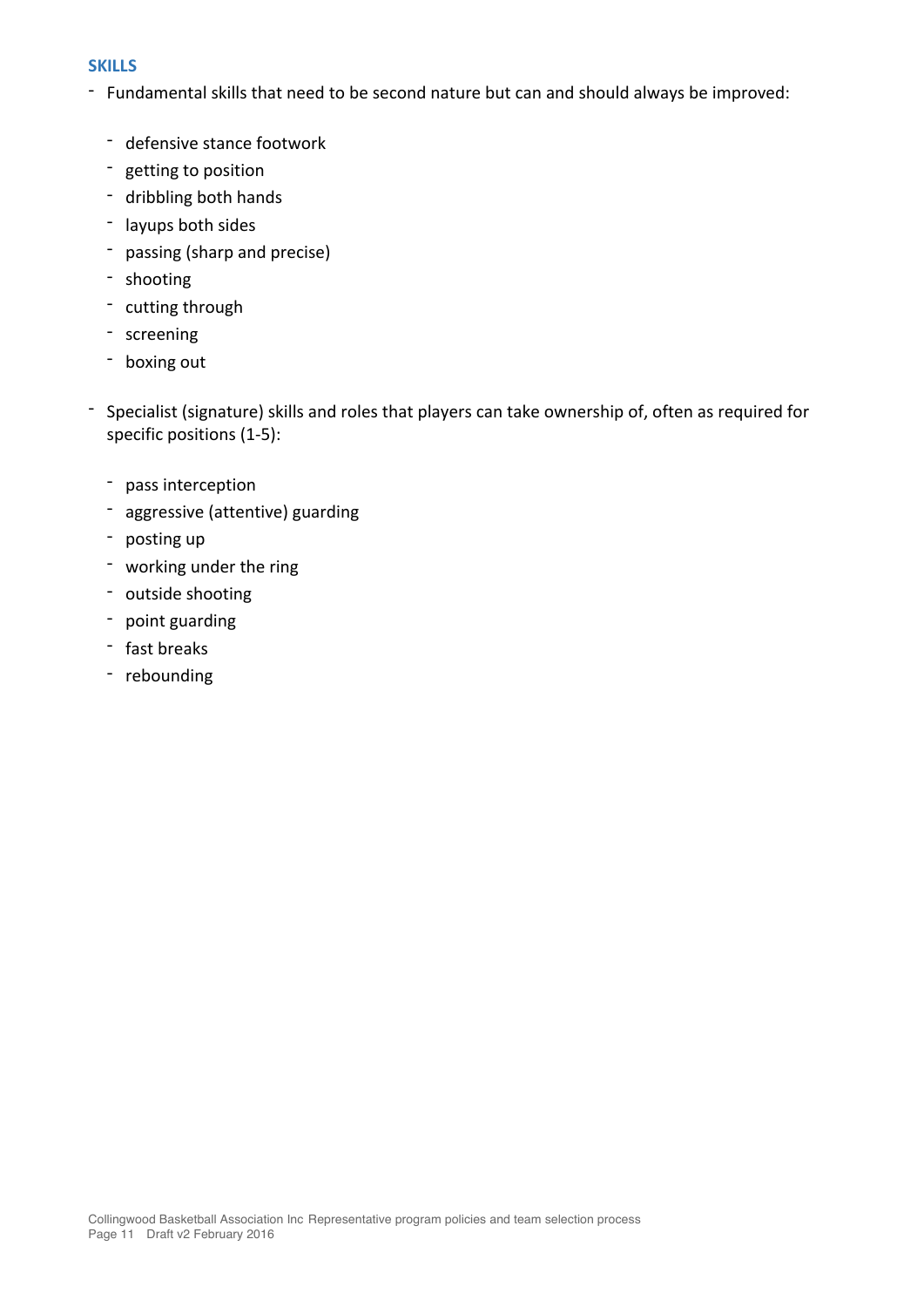## SKILLS

- Fundamental skills that need to be second nature but can and should always be improved:

  - defensive stance footwork
  - getting to position
  - dribbling both hands
  - layups both sides
  - passing (sharp and precise)
  - shooting
  - cutting through
  - screening
  - boxing out

- Specialist (signature) skills and roles that players can take ownership of, often as required for specific positions (1-5):

  - pass interception
  - aggressive (attentive) guarding
  - posting up
  - working under the ring
  - outside shooting
  - point guarding
  - fast breaks
  - rebounding